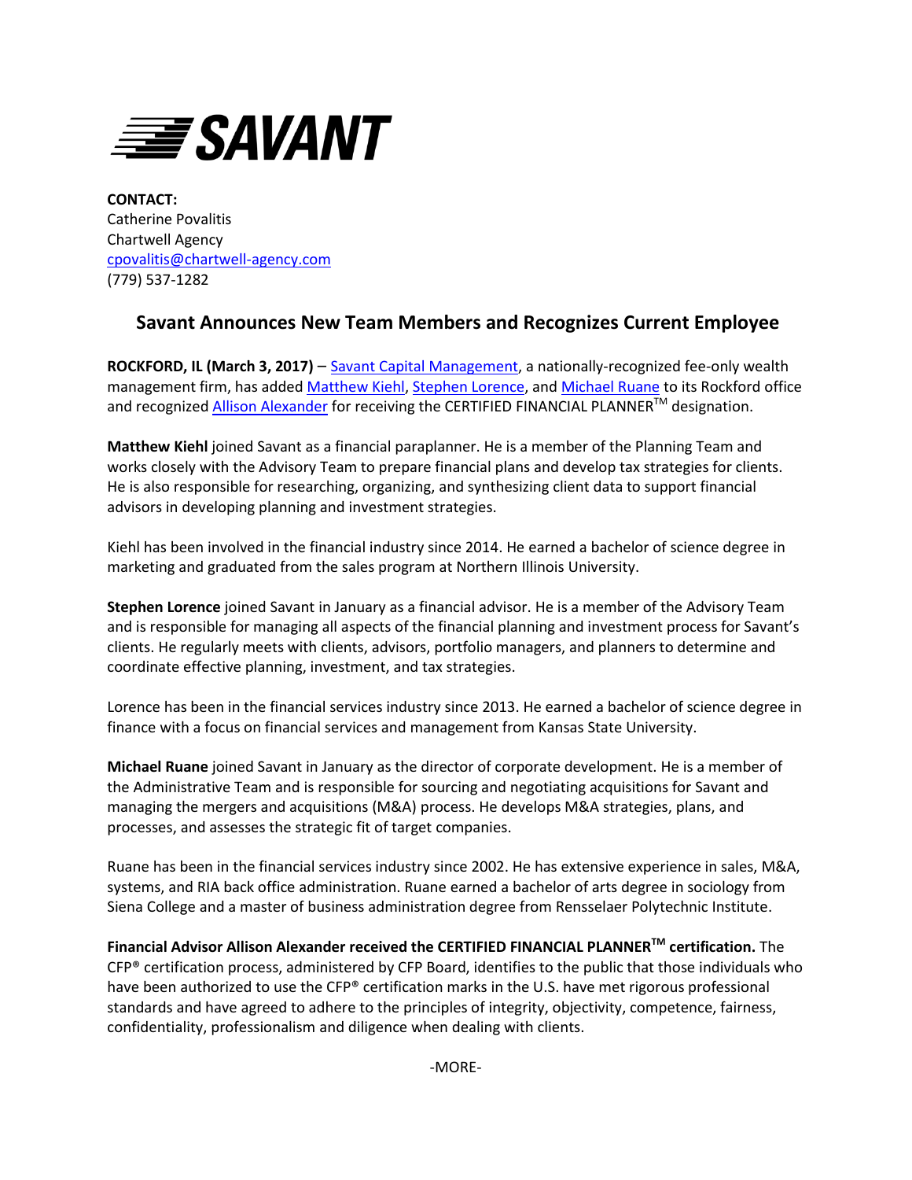SAVANT

**CONTACT:**
Catherine Povalitis
Chartwell Agency
cpovalitis@chartwell-agency.com
(779) 537-1282

## Savant Announces New Team Members and Recognizes Current Employee

**ROCKFORD, IL (March 3, 2017)** – Savant Capital Management, a nationally-recognized fee-only wealth management firm, has added Matthew Kiehl, Stephen Lorence, and Michael Ruane to its Rockford office and recognized Allison Alexander for receiving the CERTIFIED FINANCIAL PLANNER™ designation.

**Matthew Kiehl** joined Savant as a financial paraplanner. He is a member of the Planning Team and works closely with the Advisory Team to prepare financial plans and develop tax strategies for clients. He is also responsible for researching, organizing, and synthesizing client data to support financial advisors in developing planning and investment strategies.

Kiehl has been involved in the financial industry since 2014. He earned a bachelor of science degree in marketing and graduated from the sales program at Northern Illinois University.

**Stephen Lorence** joined Savant in January as a financial advisor. He is a member of the Advisory Team and is responsible for managing all aspects of the financial planning and investment process for Savant's clients. He regularly meets with clients, advisors, portfolio managers, and planners to determine and coordinate effective planning, investment, and tax strategies.

Lorence has been in the financial services industry since 2013. He earned a bachelor of science degree in finance with a focus on financial services and management from Kansas State University.

**Michael Ruane** joined Savant in January as the director of corporate development. He is a member of the Administrative Team and is responsible for sourcing and negotiating acquisitions for Savant and managing the mergers and acquisitions (M&A) process. He develops M&A strategies, plans, and processes, and assesses the strategic fit of target companies.

Ruane has been in the financial services industry since 2002. He has extensive experience in sales, M&A, systems, and RIA back office administration. Ruane earned a bachelor of arts degree in sociology from Siena College and a master of business administration degree from Rensselaer Polytechnic Institute.

**Financial Advisor Allison Alexander received the CERTIFIED FINANCIAL PLANNER™ certification.** The CFP® certification process, administered by CFP Board, identifies to the public that those individuals who have been authorized to use the CFP® certification marks in the U.S. have met rigorous professional standards and have agreed to adhere to the principles of integrity, objectivity, competence, fairness, confidentiality, professionalism and diligence when dealing with clients.

-MORE-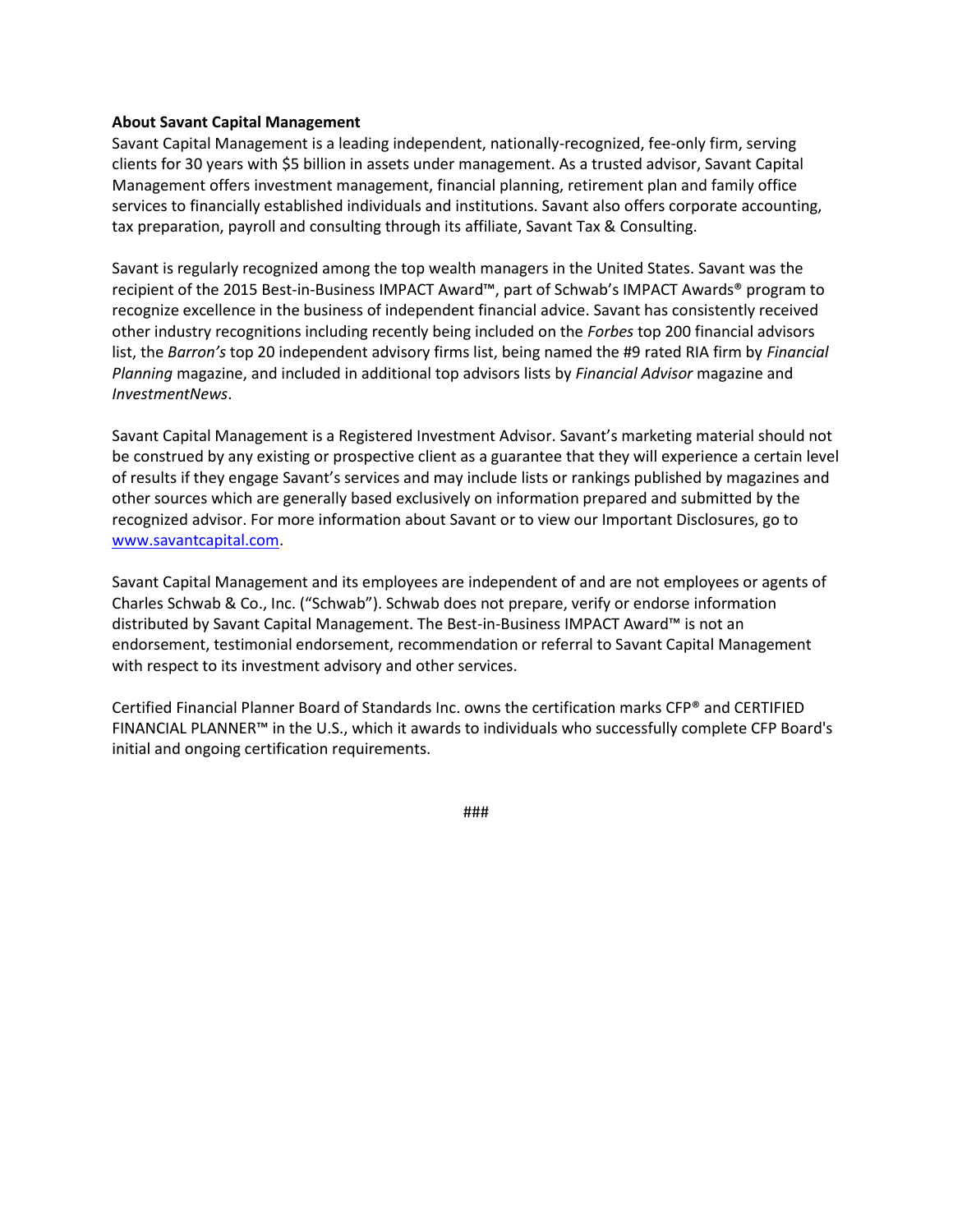**About Savant Capital Management**

Savant Capital Management is a leading independent, nationally-recognized, fee-only firm, serving clients for 30 years with $5 billion in assets under management. As a trusted advisor, Savant Capital Management offers investment management, financial planning, retirement plan and family office services to financially established individuals and institutions. Savant also offers corporate accounting, tax preparation, payroll and consulting through its affiliate, Savant Tax & Consulting.

Savant is regularly recognized among the top wealth managers in the United States. Savant was the recipient of the 2015 Best-in-Business IMPACT Award™, part of Schwab's IMPACT Awards® program to recognize excellence in the business of independent financial advice. Savant has consistently received other industry recognitions including recently being included on the *Forbes* top 200 financial advisors list, the *Barron's* top 20 independent advisory firms list, being named the #9 rated RIA firm by *Financial Planning* magazine, and included in additional top advisors lists by *Financial Advisor* magazine and *InvestmentNews*.

Savant Capital Management is a Registered Investment Advisor. Savant's marketing material should not be construed by any existing or prospective client as a guarantee that they will experience a certain level of results if they engage Savant's services and may include lists or rankings published by magazines and other sources which are generally based exclusively on information prepared and submitted by the recognized advisor. For more information about Savant or to view our Important Disclosures, go to [www.savantcapital.com](http://www.savantcapital.com).

Savant Capital Management and its employees are independent of and are not employees or agents of Charles Schwab & Co., Inc. ("Schwab"). Schwab does not prepare, verify or endorse information distributed by Savant Capital Management. The Best-in-Business IMPACT Award™ is not an endorsement, testimonial endorsement, recommendation or referral to Savant Capital Management with respect to its investment advisory and other services.

Certified Financial Planner Board of Standards Inc. owns the certification marks CFP® and CERTIFIED FINANCIAL PLANNER™ in the U.S., which it awards to individuals who successfully complete CFP Board's initial and ongoing certification requirements.

###